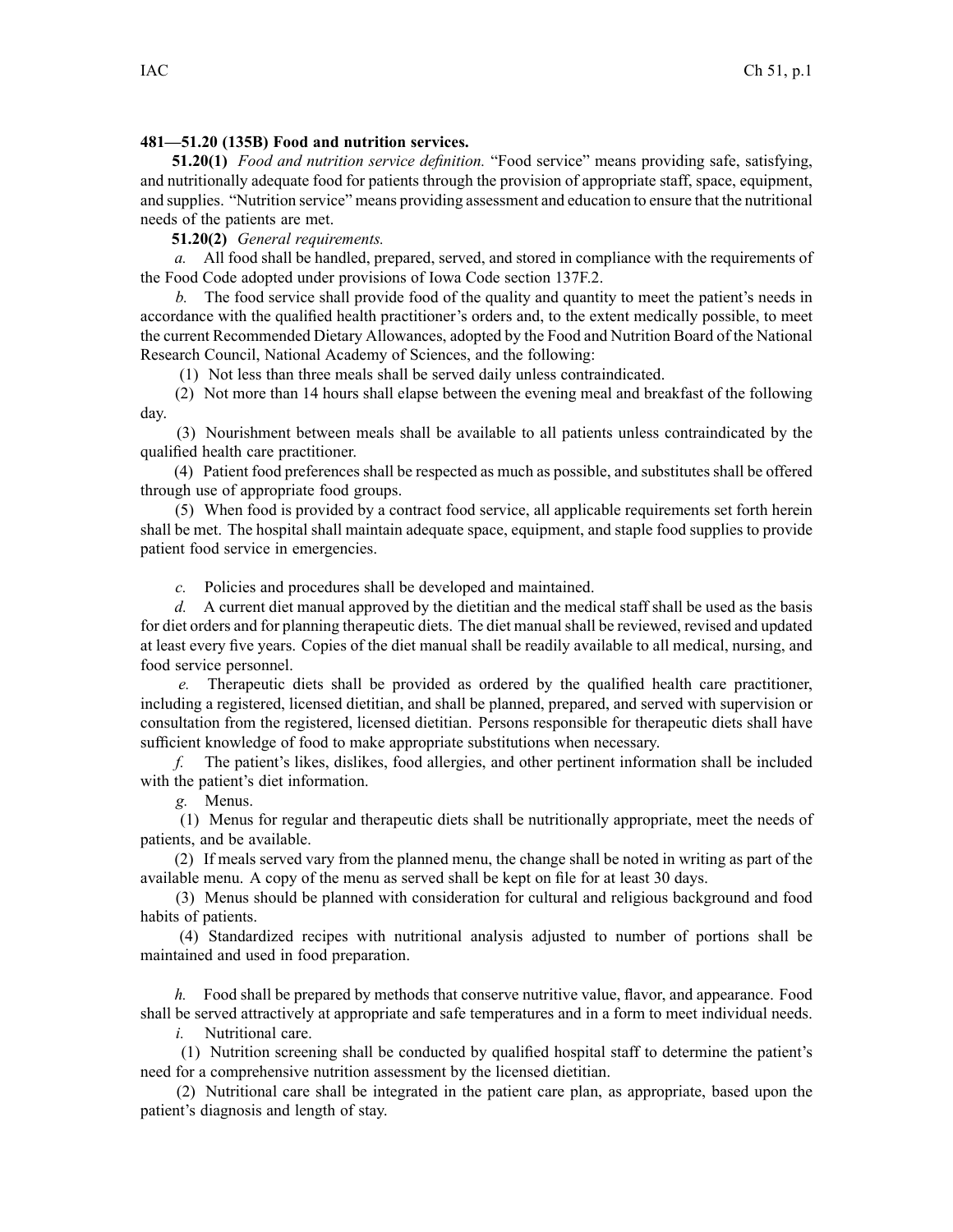**481—51.20 (135B) Food and nutrition services.**

**51.20(1)** *Food and nutrition service definition.* "Food service" means providing safe, satisfying, and nutritionally adequate food for patients through the provision of appropriate staff, space, equipment, and supplies. "Nutrition service" means providing assessment and education to ensure that the nutritional needs of the patients are met.

**51.20(2)** *General requirements.*

*a.* All food shall be handled, prepared, served, and stored in compliance with the requirements of the Food Code adopted under provisions of Iowa Code section 137F.2.

*b.* The food service shall provide food of the quality and quantity to meet the patient's needs in accordance with the qualified health practitioner's orders and, to the extent medically possible, to meet the current Recommended Dietary Allowances, adopted by the Food and Nutrition Board of the National Research Council, National Academy of Sciences, and the following:

(1) Not less than three meals shall be served daily unless contraindicated.

(2) Not more than 14 hours shall elapse between the evening meal and breakfast of the following day.

(3) Nourishment between meals shall be available to all patients unless contraindicated by the qualified health care practitioner.

(4) Patient food preferences shall be respected as much as possible, and substitutes shall be offered through use of appropriate food groups.

(5) When food is provided by a contract food service, all applicable requirements set forth herein shall be met. The hospital shall maintain adequate space, equipment, and staple food supplies to provide patient food service in emergencies.

*c.* Policies and procedures shall be developed and maintained.

*d.* A current diet manual approved by the dietitian and the medical staff shall be used as the basis for diet orders and for planning therapeutic diets. The diet manual shall be reviewed, revised and updated at least every five years. Copies of the diet manual shall be readily available to all medical, nursing, and food service personnel.

*e.* Therapeutic diets shall be provided as ordered by the qualified health care practitioner, including a registered, licensed dietitian, and shall be planned, prepared, and served with supervision or consultation from the registered, licensed dietitian. Persons responsible for therapeutic diets shall have sufficient knowledge of food to make appropriate substitutions when necessary.

*f.* The patient's likes, dislikes, food allergies, and other pertinent information shall be included with the patient's diet information.

*g.* Menus.

(1) Menus for regular and therapeutic diets shall be nutritionally appropriate, meet the needs of patients, and be available.

(2) If meals served vary from the planned menu, the change shall be noted in writing as part of the available menu. A copy of the menu as served shall be kept on file for at least 30 days.

(3) Menus should be planned with consideration for cultural and religious background and food habits of patients.

(4) Standardized recipes with nutritional analysis adjusted to number of portions shall be maintained and used in food preparation.

*h.* Food shall be prepared by methods that conserve nutritive value, flavor, and appearance. Food shall be served attractively at appropriate and safe temperatures and in a form to meet individual needs.

*i.* Nutritional care.

(1) Nutrition screening shall be conducted by qualified hospital staff to determine the patient's need for a comprehensive nutrition assessment by the licensed dietitian.

(2) Nutritional care shall be integrated in the patient care plan, as appropriate, based upon the patient's diagnosis and length of stay.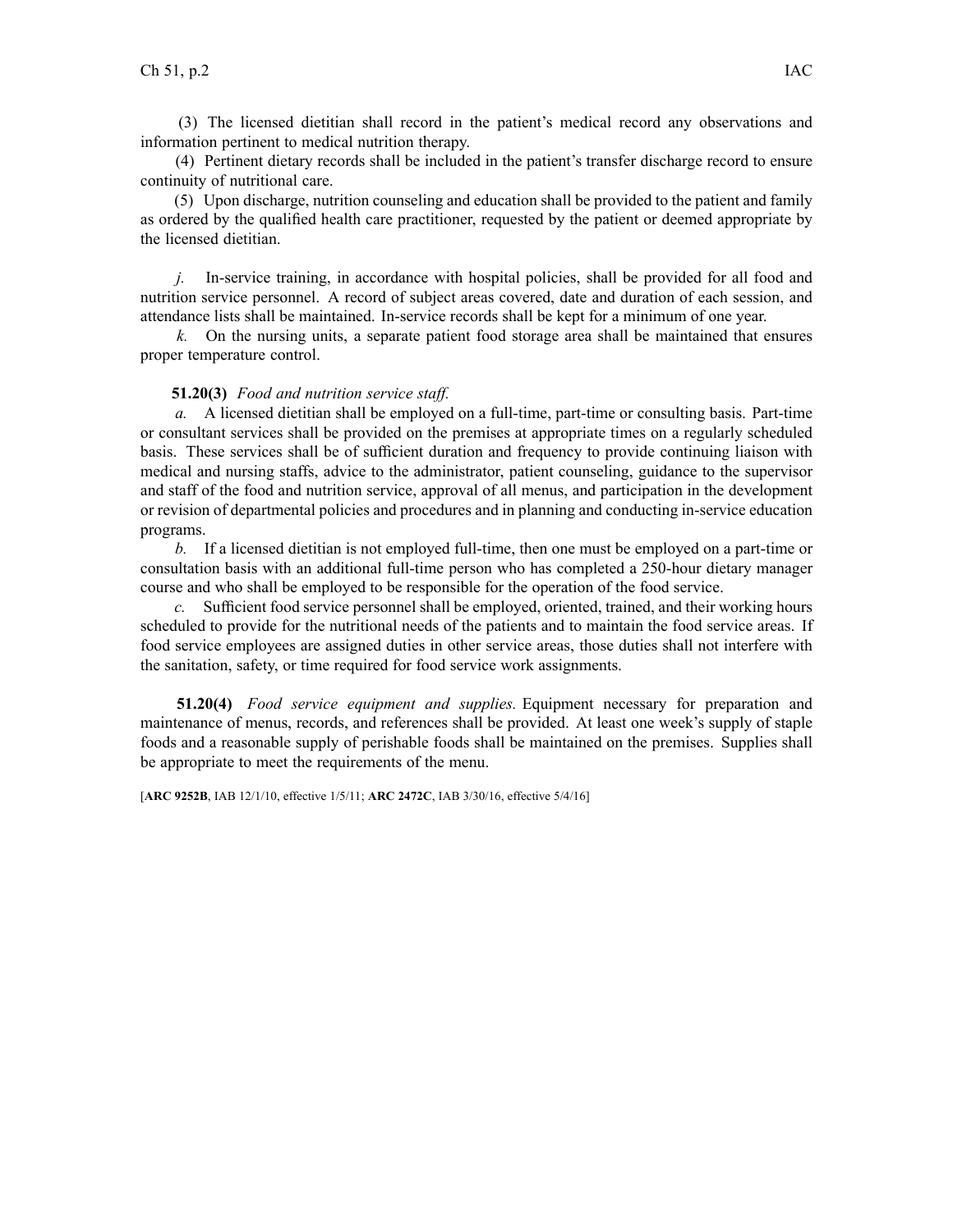(3) The licensed dietitian shall record in the patient's medical record any observations and information pertinent to medical nutrition therapy.

(4) Pertinent dietary records shall be included in the patient's transfer discharge record to ensure continuity of nutritional care.

(5) Upon discharge, nutrition counseling and education shall be provided to the patient and family as ordered by the qualified health care practitioner, requested by the patient or deemed appropriate by the licensed dietitian.

*j.* In-service training, in accordance with hospital policies, shall be provided for all food and nutrition service personnel. A record of subject areas covered, date and duration of each session, and attendance lists shall be maintained. In-service records shall be kept for a minimum of one year.

*k.* On the nursing units, a separate patient food storage area shall be maintained that ensures proper temperature control.

**51.20(3)** *Food and nutrition service staff.*

*a.* A licensed dietitian shall be employed on a full-time, part-time or consulting basis. Part-time or consultant services shall be provided on the premises at appropriate times on a regularly scheduled basis. These services shall be of sufficient duration and frequency to provide continuing liaison with medical and nursing staffs, advice to the administrator, patient counseling, guidance to the supervisor and staff of the food and nutrition service, approval of all menus, and participation in the development or revision of departmental policies and procedures and in planning and conducting in-service education programs.

*b.* If a licensed dietitian is not employed full-time, then one must be employed on a part-time or consultation basis with an additional full-time person who has completed a 250-hour dietary manager course and who shall be employed to be responsible for the operation of the food service.

*c.* Sufficient food service personnel shall be employed, oriented, trained, and their working hours scheduled to provide for the nutritional needs of the patients and to maintain the food service areas. If food service employees are assigned duties in other service areas, those duties shall not interfere with the sanitation, safety, or time required for food service work assignments.

**51.20(4)** *Food service equipment and supplies.* Equipment necessary for preparation and maintenance of menus, records, and references shall be provided. At least one week's supply of staple foods and a reasonable supply of perishable foods shall be maintained on the premises. Supplies shall be appropriate to meet the requirements of the menu.

[**ARC 9252B**, IAB 12/1/10, effective 1/5/11; **ARC 2472C**, IAB 3/30/16, effective 5/4/16]